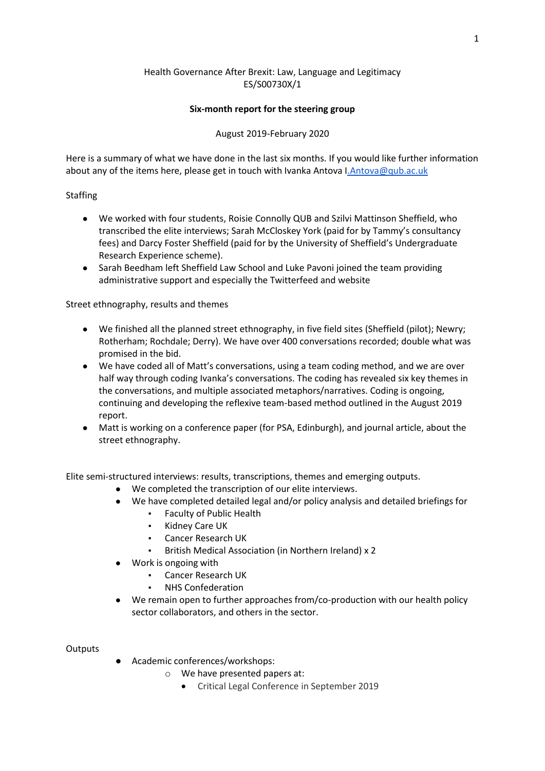Health Governance After Brexit: Law, Language and Legitimacy
ES/S00730X/1

**Six-month report for the steering group**

August 2019-February 2020

Here is a summary of what we have done in the last six months. If you would like further information about any of the items here, please get in touch with Ivanka Antova I.Antova@qub.ac.uk

Staffing

- We worked with four students, Roisie Connolly QUB and Szilvi Mattinson Sheffield, who transcribed the elite interviews; Sarah McCloskey York (paid for by Tammy's consultancy fees) and Darcy Foster Sheffield (paid for by the University of Sheffield's Undergraduate Research Experience scheme).
- Sarah Beedham left Sheffield Law School and Luke Pavoni joined the team providing administrative support and especially the Twitterfeed and website

Street ethnography, results and themes

- We finished all the planned street ethnography, in five field sites (Sheffield (pilot); Newry; Rotherham; Rochdale; Derry). We have over 400 conversations recorded; double what was promised in the bid.
- We have coded all of Matt's conversations, using a team coding method, and we are over half way through coding Ivanka's conversations. The coding has revealed six key themes in the conversations, and multiple associated metaphors/narratives. Coding is ongoing, continuing and developing the reflexive team-based method outlined in the August 2019 report.
- Matt is working on a conference paper (for PSA, Edinburgh), and journal article, about the street ethnography.

Elite semi-structured interviews: results, transcriptions, themes and emerging outputs.

- We completed the transcription of our elite interviews.
- We have completed detailed legal and/or policy analysis and detailed briefings for
  - Faculty of Public Health
  - Kidney Care UK
  - Cancer Research UK
  - British Medical Association (in Northern Ireland) x 2
- Work is ongoing with
  - Cancer Research UK
  - NHS Confederation
- We remain open to further approaches from/co-production with our health policy sector collaborators, and others in the sector.

Outputs

- Academic conferences/workshops:
  - We have presented papers at:
    - Critical Legal Conference in September 2019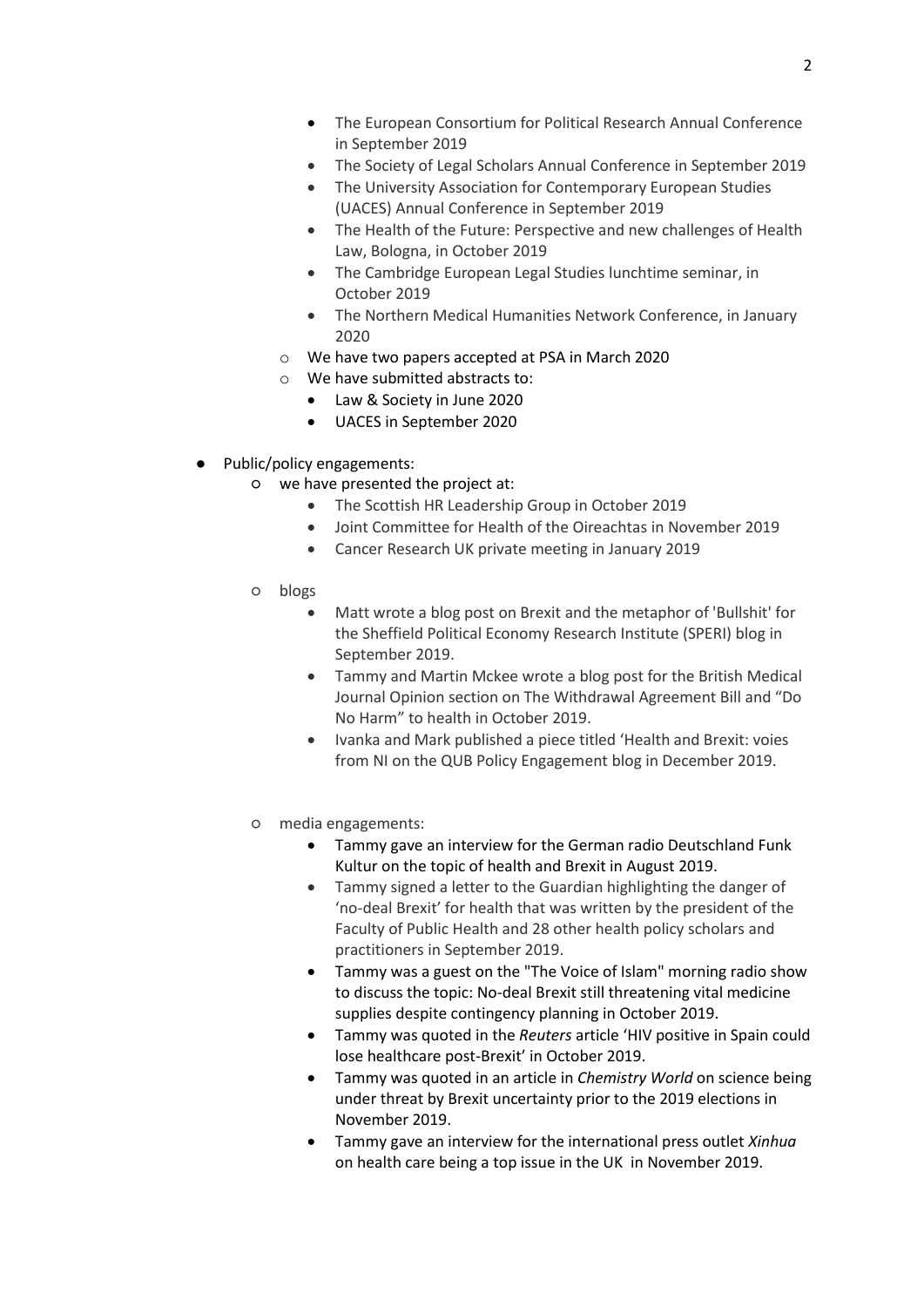- The European Consortium for Political Research Annual Conference in September 2019
        - The Society of Legal Scholars Annual Conference in September 2019
        - The University Association for Contemporary European Studies (UACES) Annual Conference in September 2019
        - The Health of the Future: Perspective and new challenges of Health Law, Bologna, in October 2019
        - The Cambridge European Legal Studies lunchtime seminar, in October 2019
        - The Northern Medical Humanities Network Conference, in January 2020
    - We have two papers accepted at PSA in March 2020
    - We have submitted abstracts to:
        - Law & Society in June 2020
        - UACES in September 2020

- Public/policy engagements:
    - we have presented the project at:
        - The Scottish HR Leadership Group in October 2019
        - Joint Committee for Health of the Oireachtas in November 2019
        - Cancer Research UK private meeting in January 2019
    - blogs
        - Matt wrote a blog post on Brexit and the metaphor of 'Bullshit' for the Sheffield Political Economy Research Institute (SPERI) blog in September 2019.
        - Tammy and Martin Mckee wrote a blog post for the British Medical Journal Opinion section on The Withdrawal Agreement Bill and "Do No Harm" to health in October 2019.
        - Ivanka and Mark published a piece titled 'Health and Brexit: voies from NI on the QUB Policy Engagement blog in December 2019.
    - media engagements:
        - Tammy gave an interview for the German radio Deutschland Funk Kultur on the topic of health and Brexit in August 2019.
        - Tammy signed a letter to the Guardian highlighting the danger of 'no-deal Brexit' for health that was written by the president of the Faculty of Public Health and 28 other health policy scholars and practitioners in September 2019.
        - Tammy was a guest on the "The Voice of Islam" morning radio show to discuss the topic: No-deal Brexit still threatening vital medicine supplies despite contingency planning in October 2019.
        - Tammy was quoted in the *Reuters* article 'HIV positive in Spain could lose healthcare post-Brexit' in October 2019.
        - Tammy was quoted in an article in *Chemistry World* on science being under threat by Brexit uncertainty prior to the 2019 elections in November 2019.
        - Tammy gave an interview for the international press outlet *Xinhua* on health care being a top issue in the UK in November 2019.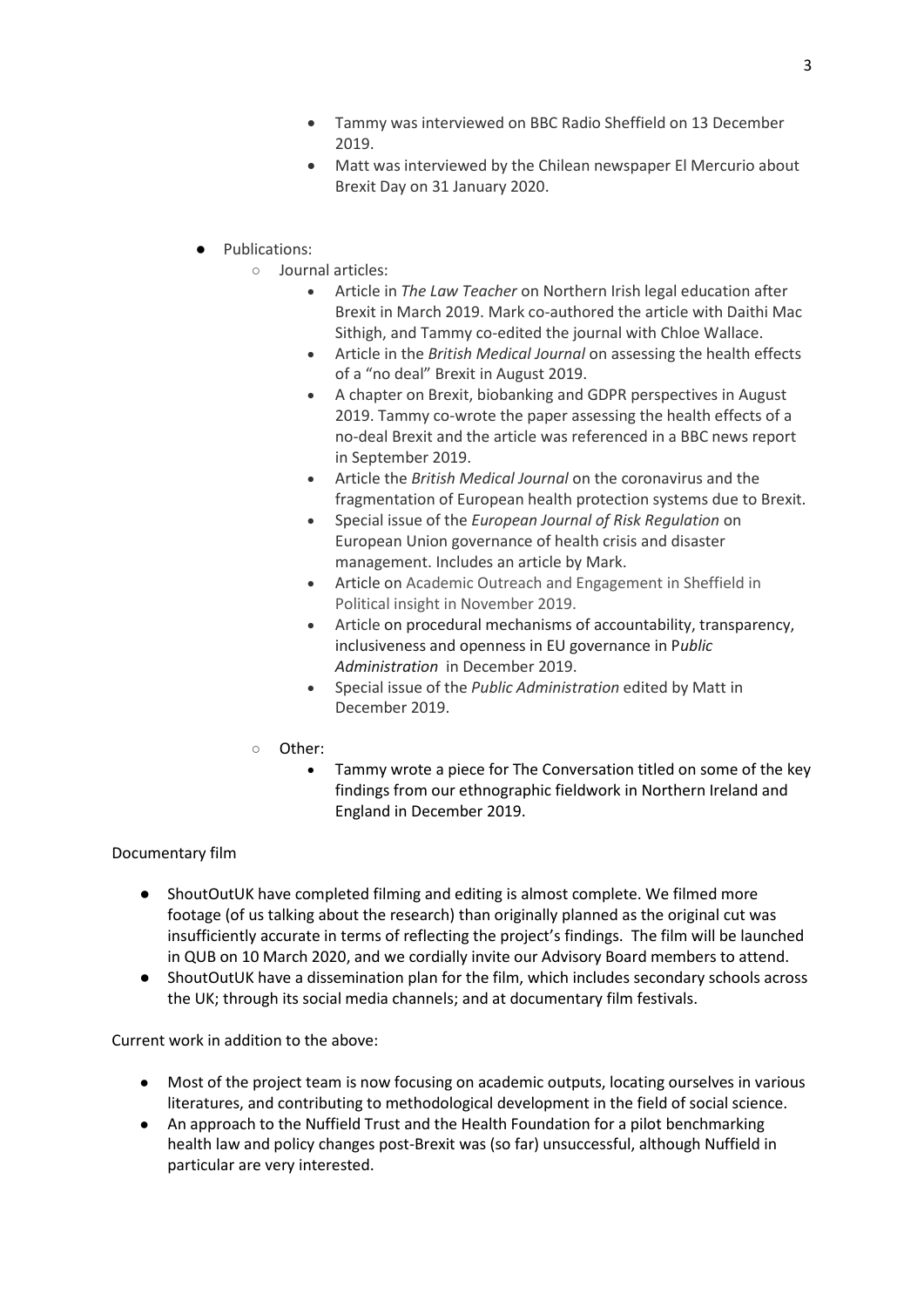- Tammy was interviewed on BBC Radio Sheffield on 13 December 2019.
- Matt was interviewed by the Chilean newspaper El Mercurio about Brexit Day on 31 January 2020.

- Publications:
  - Journal articles:
    - Article in *The Law Teacher* on Northern Irish legal education after Brexit in March 2019. Mark co-authored the article with Daithi Mac Sithigh, and Tammy co-edited the journal with Chloe Wallace.
    - Article in the *British Medical Journal* on assessing the health effects of a "no deal" Brexit in August 2019.
    - A chapter on Brexit, biobanking and GDPR perspectives in August 2019. Tammy co-wrote the paper assessing the health effects of a no-deal Brexit and the article was referenced in a BBC news report in September 2019.
    - Article the *British Medical Journal* on the coronavirus and the fragmentation of European health protection systems due to Brexit.
    - Special issue of the *European Journal of Risk Regulation* on European Union governance of health crisis and disaster management. Includes an article by Mark.
    - Article on Academic Outreach and Engagement in Sheffield in Political insight in November 2019.
    - Article on procedural mechanisms of accountability, transparency, inclusiveness and openness in EU governance in P*ublic Administration* in December 2019.
    - Special issue of the *Public Administration* edited by Matt in December 2019.
  - Other:
    - Tammy wrote a piece for The Conversation titled on some of the key findings from our ethnographic fieldwork in Northern Ireland and England in December 2019.

Documentary film

- ShoutOutUK have completed filming and editing is almost complete. We filmed more footage (of us talking about the research) than originally planned as the original cut was insufficiently accurate in terms of reflecting the project's findings. The film will be launched in QUB on 10 March 2020, and we cordially invite our Advisory Board members to attend.
- ShoutOutUK have a dissemination plan for the film, which includes secondary schools across the UK; through its social media channels; and at documentary film festivals.

Current work in addition to the above:

- Most of the project team is now focusing on academic outputs, locating ourselves in various literatures, and contributing to methodological development in the field of social science.
- An approach to the Nuffield Trust and the Health Foundation for a pilot benchmarking health law and policy changes post-Brexit was (so far) unsuccessful, although Nuffield in particular are very interested.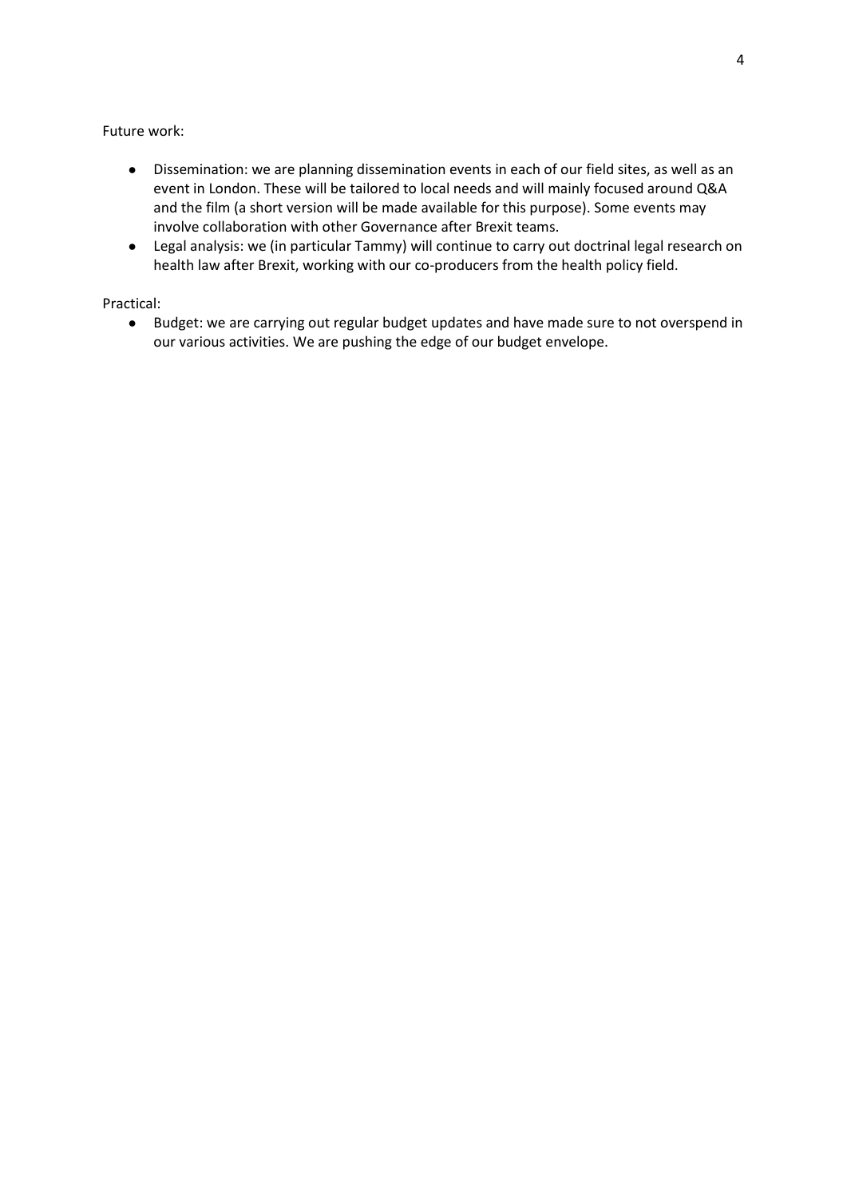Future work:

- Dissemination: we are planning dissemination events in each of our field sites, as well as an event in London. These will be tailored to local needs and will mainly focused around Q&A and the film (a short version will be made available for this purpose). Some events may involve collaboration with other Governance after Brexit teams.
- Legal analysis: we (in particular Tammy) will continue to carry out doctrinal legal research on health law after Brexit, working with our co-producers from the health policy field.

Practical:

- Budget: we are carrying out regular budget updates and have made sure to not overspend in our various activities. We are pushing the edge of our budget envelope.